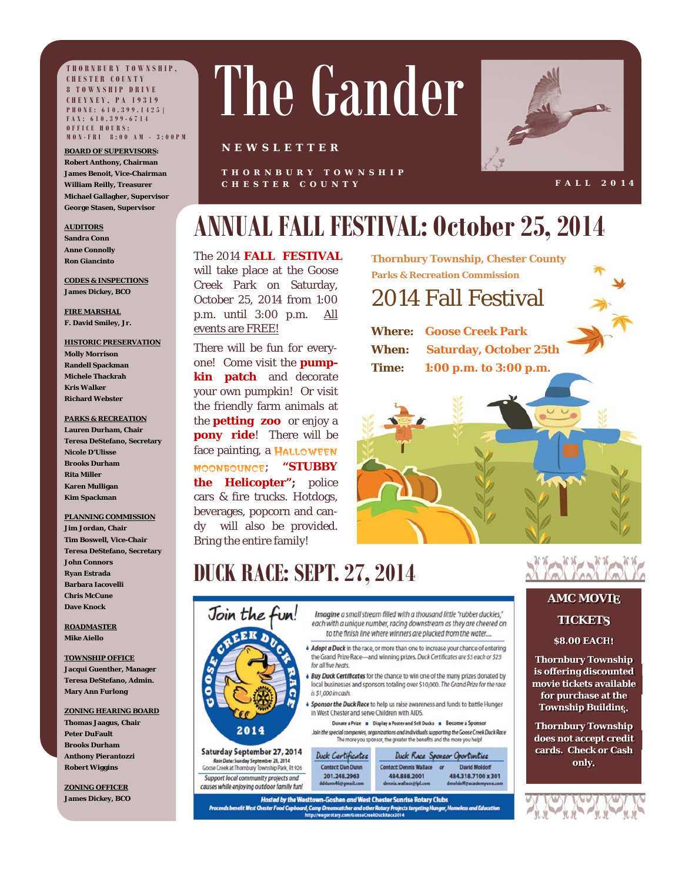THORNBURY TOWNSHIP, CHESTER COUNTY
8 TOWNSHIP DRIVE
CHEYNEY, PA 19319
PHONE: 610.399.1425 | FAX: 610.399-6714
OFFICE HOURS: MON-FRI 8:00 AM - 3:00PM

# The Gander

NEWSLETTER

THORNBURY TOWNSHIP
CHESTER COUNTY

FALL 2014

**BOARD OF SUPERVISORS:**
**Robert Anthony, Chairman**
**James Benoit, Vice-Chairman**
**William Reilly, Treasurer**
**Michael Gallagher, Supervisor**
**George Stasen, Supervisor**

**AUDITORS**
**Sandra Conn**
**Anne Connolly**
**Ron Giancinto**

**CODES & INSPECTIONS**
**James Dickey, BCO**

**FIRE MARSHAL**
**F. David Smiley, Jr.**

**HISTORIC PRESERVATION**
**Molly Morrison**
**Randell Spackman**
**Michele Thackrah**
**Kris Walker**
**Richard Webster**

**PARKS & RECREATION**
**Lauren Durham, Chair**
**Teresa DeStefano, Secretary**
**Nicole D'Ulisse**
**Brooks Durham**
**Rita Miller**
**Karen Mulligan**
**Kim Spackman**

**PLANNING COMMISSION**
**Jim Jordan, Chair**
**Tim Boswell, Vice-Chair**
**Teresa DeStefano, Secretary**
**John Connors**
**Ryan Estrada**
**Barbara Iacovelli**
**Chris McCune**
**Dave Knock**

**ROADMASTER**
**Mike Aiello**

**TOWNSHIP OFFICE**
**Jacqui Guenther, Manager**
**Teresa DeStefano, Admin.**
**Mary Ann Furlong**

**ZONING HEARING BOARD**
**Thomas Jaagus, Chair**
**Peter DuFault**
**Brooks Durham**
**Anthony Pierantozzi**
**Robert Wiggins**

**ZONING OFFICER**
**James Dickey, BCO**

## ANNUAL FALL FESTIVAL: October 25, 2014

The 2014 **FALL FESTIVAL** will take place at the Goose Creek Park on Saturday, October 25, 2014 from 1:00 p.m. until 3:00 p.m. All events are FREE!

There will be fun for everyone! Come visit the **pumpkin patch** and decorate your own pumpkin! Or visit the friendly farm animals at the **petting zoo** or enjoy a **pony ride**! There will be face painting, a HALLOWEEN MOONBOUNCE; **"STUBBY the Helicopter";** police cars & fire trucks. Hotdogs, beverages, popcorn and candy will also be provided. Bring the entire family!

**Thornbury Township, Chester County**
**Parks & Recreation Commission**

### 2014 Fall Festival

**Where:** **Goose Creek Park**
**When:** **Saturday, October 25th**
**Time:** **1:00 p.m. to 3:00 p.m.**

## DUCK RACE: SEPT. 27, 2014

Join the fun!

GOOSE CREEK DUCK RACE 2014

Saturday September 27, 2014
Rain Date: Sunday September 28, 2014
Goose Creek at Thornbury Township Park, Rt 926

Support local community projects and causes while enjoying outdoor family fun!

*Imagine a small stream filled with a thousand little "rubber duckies," each with a unique number, racing downstream as they are cheered on to the finish line where winners are plucked from the water....*

- ***Adopt a Duck*** in the race, or more than one to increase your chance of entering the Grand Prize Race—and winning prizes. *Duck Certificates are $5 each or $25 for all five heats.*
- ***Buy Duck Certificates*** for the chance to win one of the many prizes donated by local businesses and sponsors totaling over $10,000. *The Grand Prize for the race is $1,000 in cash.*
- ***Sponsor the Duck Race*** to help us raise awareness and funds to battle Hunger in West Chester and serve Children with AIDS.

Donate a Prize ■ Display a Poster and Sell Ducks ■ Become a Sponsor

*Join the special companies, organizations and individuals supporting the Goose Creek Duck Race*
The more you sponsor, the greater the benefits and the more you help!

**Duck Certificates**
Contact: Dan Dunn
201.248.2963
dddunn46@gmail.com

**Duck Race Sponsor Oportunities**
Contact: Dennis Wallace or David Moldoff
484.888.2001 | 484.318.7100 x 301
dennis.wallace@lpl.com | dmoldoff@academyone.com

**Hosted by the Westtown-Goshen and West Chester Sunrise Rotary Clubs**
**Proceeds benefit West Chester Food Cupboard, Camp Dreamcatcher and other Rotary Projects targeting Hunger, Homeless and Education**
http://wegorotary.com/GooseCreekDuckRace2014

**AMC MOVIE TICKETS**

**$8.00 EACH!**

**Thornbury Township is offering discounted movie tickets available for purchase at the Township Building.**

**Thornbury Township does not accept credit cards. Check or Cash only.**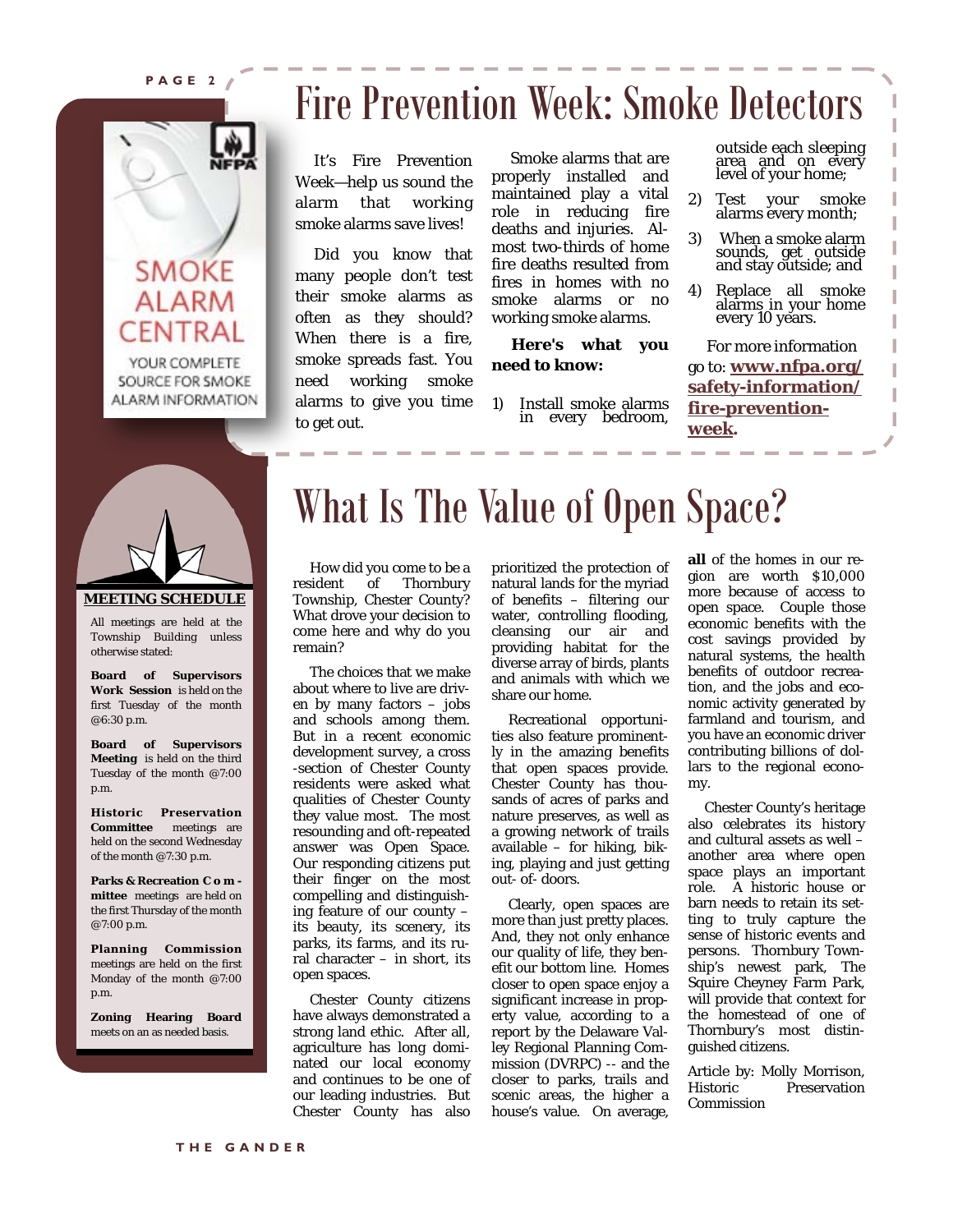# Fire Prevention Week: Smoke Detectors

It's Fire Prevention Week—help us sound the alarm that working smoke alarms save lives!

Did you know that many people don't test their smoke alarms as often as they should? When there is a fire, smoke spreads fast. You need working smoke alarms to give you time to get out.

Smoke alarms that are properly installed and maintained play a vital role in reducing fire deaths and injuries. Almost two-thirds of home fire deaths resulted from fires in homes with no smoke alarms or no working smoke alarms.

**Here's what you need to know:**

1) Install smoke alarms in every bedroom, outside each sleeping area and on every level of your home;
2) Test your smoke alarms every month;
3) When a smoke alarm sounds, get outside and stay outside; and
4) Replace all smoke alarms in your home every 10 years.

For more information go to: **www.nfpa.org/safety-information/fire-prevention-week.**

SMOKE ALARM CENTRAL

YOUR COMPLETE SOURCE FOR SMOKE ALARM INFORMATION

## MEETING SCHEDULE

All meetings are held at the Township Building unless otherwise stated:

**Board of Supervisors Work Session** is held on the first Tuesday of the month @6:30 p.m.

**Board of Supervisors Meeting** is held on the third Tuesday of the month @7:00 p.m.

**Historic Preservation Committee** meetings are held on the second Wednesday of the month @7:30 p.m.

**Parks & Recreation Committee** meetings are held on the first Thursday of the month @7:00 p.m.

**Planning Commission** meetings are held on the first Monday of the month @7:00 p.m.

**Zoning Hearing Board** meets on an as needed basis.

# What Is The Value of Open Space?

How did you come to be a resident of Thornbury Township, Chester County? What drove your decision to come here and why do you remain?

The choices that we make about where to live are driven by many factors – jobs and schools among them. But in a recent economic development survey, a cross-section of Chester County residents were asked what qualities of Chester County they value most. The most resounding and oft-repeated answer was Open Space. Our responding citizens put their finger on the most compelling and distinguishing feature of our county – its beauty, its scenery, its parks, its farms, and its rural character – in short, its open spaces.

Chester County citizens have always demonstrated a strong land ethic. After all, agriculture has long dominated our local economy and continues to be one of our leading industries. But Chester County has also prioritized the protection of natural lands for the myriad of benefits – filtering our water, controlling flooding, cleansing our air and providing habitat for the diverse array of birds, plants and animals with which we share our home.

Recreational opportunities also feature prominently in the amazing benefits that open spaces provide. Chester County has thousands of acres of parks and nature preserves, as well as a growing network of trails available – for hiking, biking, playing and just getting out- of- doors.

Clearly, open spaces are more than just pretty places. And, they not only enhance our quality of life, they benefit our bottom line. Homes closer to open space enjoy a significant increase in property value, according to a report by the Delaware Valley Regional Planning Commission (DVRPC) -- and the closer to parks, trails and scenic areas, the higher a house's value. On average, **all** of the homes in our region are worth $10,000 more because of access to open space. Couple those economic benefits with the cost savings provided by natural systems, the health benefits of outdoor recreation, and the jobs and economic activity generated by farmland and tourism, and you have an economic driver contributing billions of dollars to the regional economy.

Chester County's heritage also celebrates its history and cultural assets as well – another area where open space plays an important role. A historic house or barn needs to retain its setting to truly capture the sense of historic events and persons. Thornbury Township's newest park, The Squire Cheyney Farm Park, will provide that context for the homestead of one of Thornbury's most distinguished citizens.

Article by: Molly Morrison, Historic Preservation Commission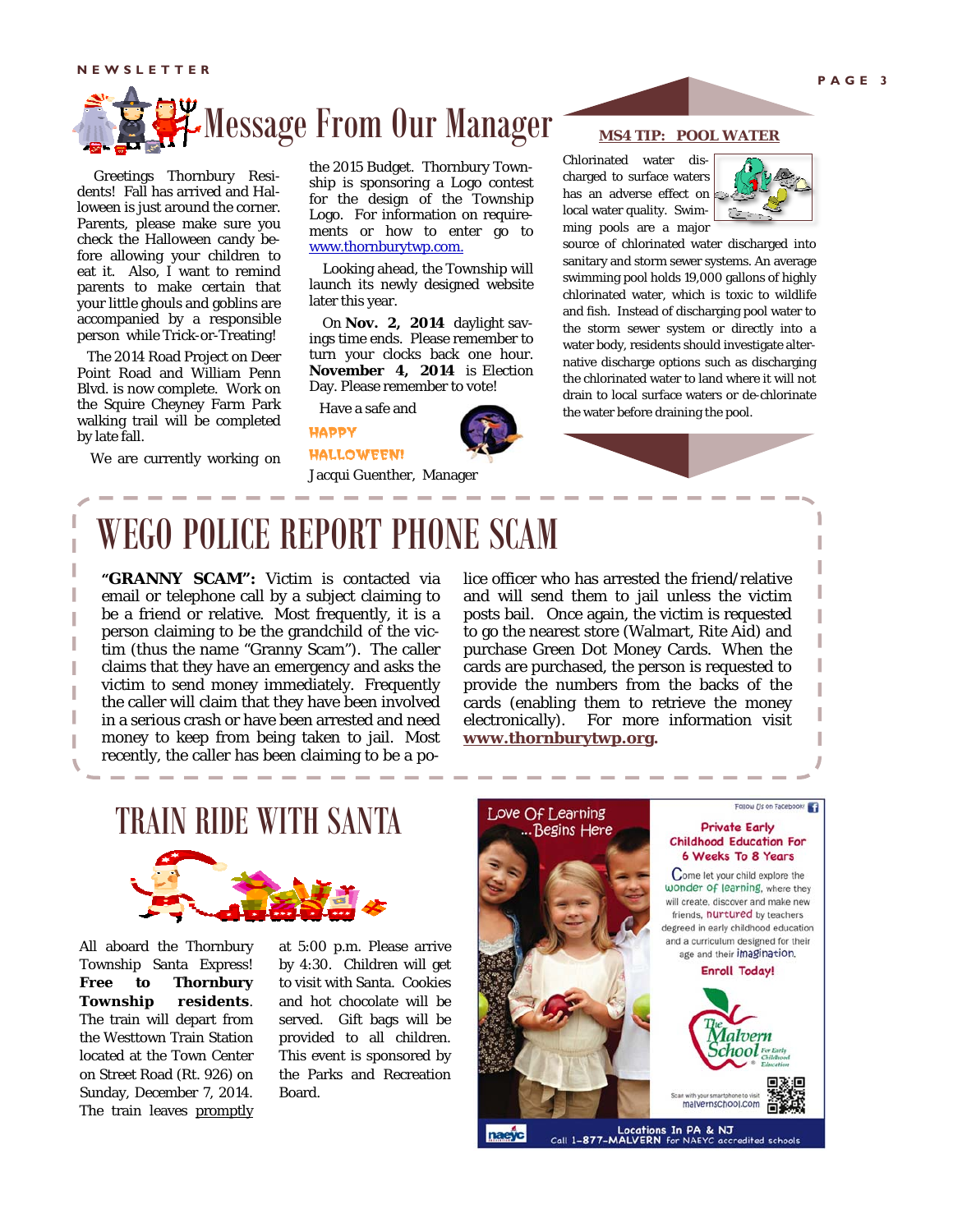# Message From Our Manager

Greetings Thornbury Residents! Fall has arrived and Halloween is just around the corner. Parents, please make sure you check the Halloween candy before allowing your children to eat it. Also, I want to remind parents to make certain that your little ghouls and goblins are accompanied by a responsible person while Trick-or-Treating!

The 2014 Road Project on Deer Point Road and William Penn Blvd. is now complete. Work on the Squire Cheyney Farm Park walking trail will be completed by late fall.

We are currently working on the 2015 Budget. Thornbury Township is sponsoring a Logo contest for the design of the Township Logo. For information on requirements or how to enter go to www.thornburytwp.com.

Looking ahead, the Township will launch its newly designed website later this year.

On **Nov. 2, 2014** daylight savings time ends. Please remember to turn your clocks back one hour. **November 4, 2014** is Election Day. Please remember to vote!

Have a safe and

HAPPY HALLOWEEN!

Jacqui Guenther, Manager

## MS4 TIP: POOL WATER

Chlorinated water discharged to surface waters has an adverse effect on local water quality. Swimming pools are a major source of chlorinated water discharged into sanitary and storm sewer systems. An average swimming pool holds 19,000 gallons of highly chlorinated water, which is toxic to wildlife and fish. Instead of discharging pool water to the storm sewer system or directly into a water body, residents should investigate alternative discharge options such as discharging the chlorinated water to land where it will not drain to local surface waters or de-chlorinate the water before draining the pool.

# WEGO POLICE REPORT PHONE SCAM

**"GRANNY SCAM":** Victim is contacted via email or telephone call by a subject claiming to be a friend or relative. Most frequently, it is a person claiming to be the grandchild of the victim (thus the name "Granny Scam"). The caller claims that they have an emergency and asks the victim to send money immediately. Frequently the caller will claim that they have been involved in a serious crash or have been arrested and need money to keep from being taken to jail. Most recently, the caller has been claiming to be a police officer who has arrested the friend/relative and will send them to jail unless the victim posts bail. Once again, the victim is requested to go the nearest store (Walmart, Rite Aid) and purchase Green Dot Money Cards. When the cards are purchased, the person is requested to provide the numbers from the backs of the cards (enabling them to retrieve the money electronically). For more information visit **www.thornburytwp.org.**

# TRAIN RIDE WITH SANTA

All aboard the Thornbury Township Santa Express! **Free to Thornbury Township residents**. The train will depart from the Westtown Train Station located at the Town Center on Street Road (Rt. 926) on Sunday, December 7, 2014. The train leaves promptly at 5:00 p.m. Please arrive by 4:30. Children will get to visit with Santa. Cookies and hot chocolate will be served. Gift bags will be provided to all children. This event is sponsored by the Parks and Recreation Board.

Love Of Learning ...Begins Here

Follow Us on Facebook!

**Private Early Childhood Education For 6 Weeks To 8 Years**

Come let your child explore the wonder of learning, where they will create, discover and make new friends, nurtured by teachers degreed in early childhood education and a curriculum designed for their age and their imagination.

**Enroll Today!**

The Malvern School For Early Childhood Education

Scan with your smartphone to visit malvernschool.com

Locations In PA & NJ
Call 1-877-MALVERN for NAEYC accredited schools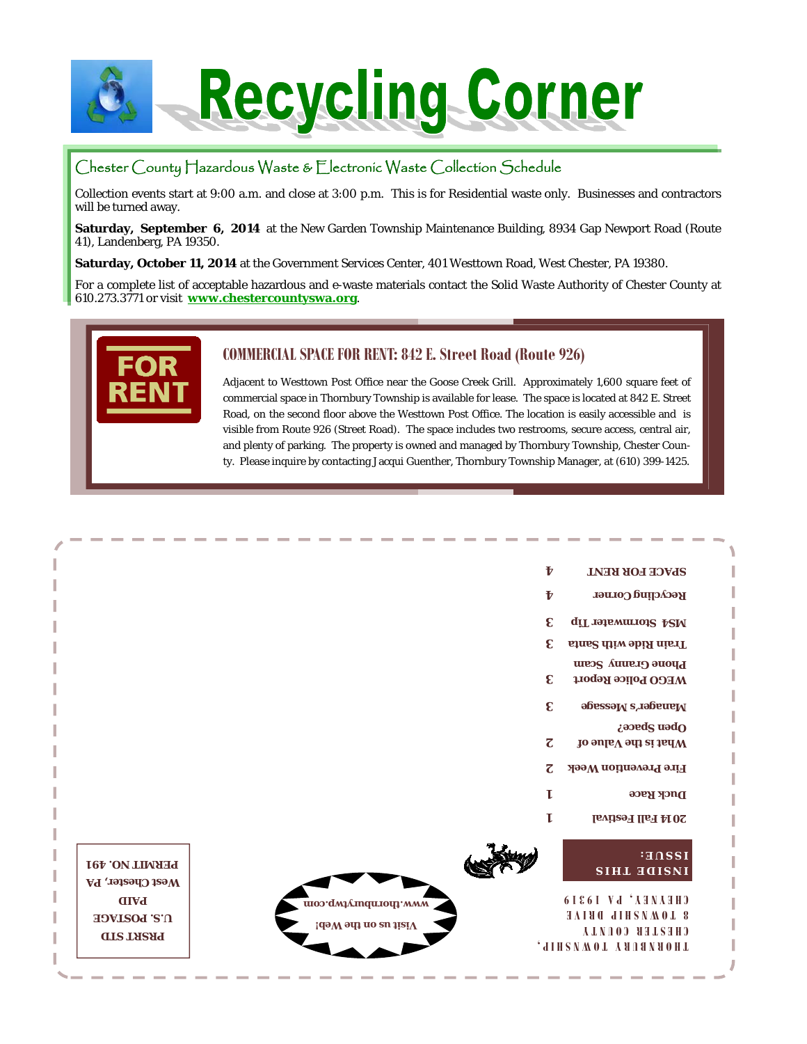# Recycling Corner

## Chester County Hazardous Waste & Electronic Waste Collection Schedule

Collection events start at 9:00 a.m. and close at 3:00 p.m. This is for Residential waste only. Businesses and contractors will be turned away.

**Saturday, September 6, 2014** at the New Garden Township Maintenance Building, 8934 Gap Newport Road (Route 41), Landenberg, PA 19350.

**Saturday, October 11, 2014** at the Government Services Center, 401 Westtown Road, West Chester, PA 19380.

For a complete list of acceptable hazardous and e-waste materials contact the Solid Waste Authority of Chester County at 610.273.3771 or visit **www.chestercountyswa.org**.

FOR RENT

## COMMERCIAL SPACE FOR RENT: 842 E. Street Road (Route 926)

Adjacent to Westtown Post Office near the Goose Creek Grill. Approximately 1,600 square feet of commercial space in Thornbury Township is available for lease. The space is located at 842 E. Street Road, on the second floor above the Westtown Post Office. The location is easily accessible and is visible from Route 926 (Street Road). The space includes two restrooms, secure access, central air, and plenty of parking. The property is owned and managed by Thornbury Township, Chester County. Please inquire by contacting Jacqui Guenther, Thornbury Township Manager, at (610) 399-1425.

THORNBURY TOWNSHIP,
CHESTER COUNTY
8 TOWNSHIP DRIVE
CHEYNEY, PA 19319

**INSIDE THIS ISSUE:**

| | |
|---|---|
| **2014 Fall Festival** | 1 |
| **Duck Race** | 1 |
| **Fire Prevention Week** | 2 |
| **What is the Value of Open Space?** | 2 |
| **Manager's Message** | 3 |
| **WEGO Police Report Phone Granny Scam** | 3 |
| **Train Ride with Santa** | 3 |
| **MS4 Stormwater Tip** | 3 |
| **Recycling Corner** | 4 |
| **SPACE FOR RENT** | 4 |

**Visit us on the Web!**
**www.thornburytwp.com**

**PRSRT STD**
**U.S. POSTAGE**
**PAID**
**West Chester, PA**
**PERMIT NO. 491**